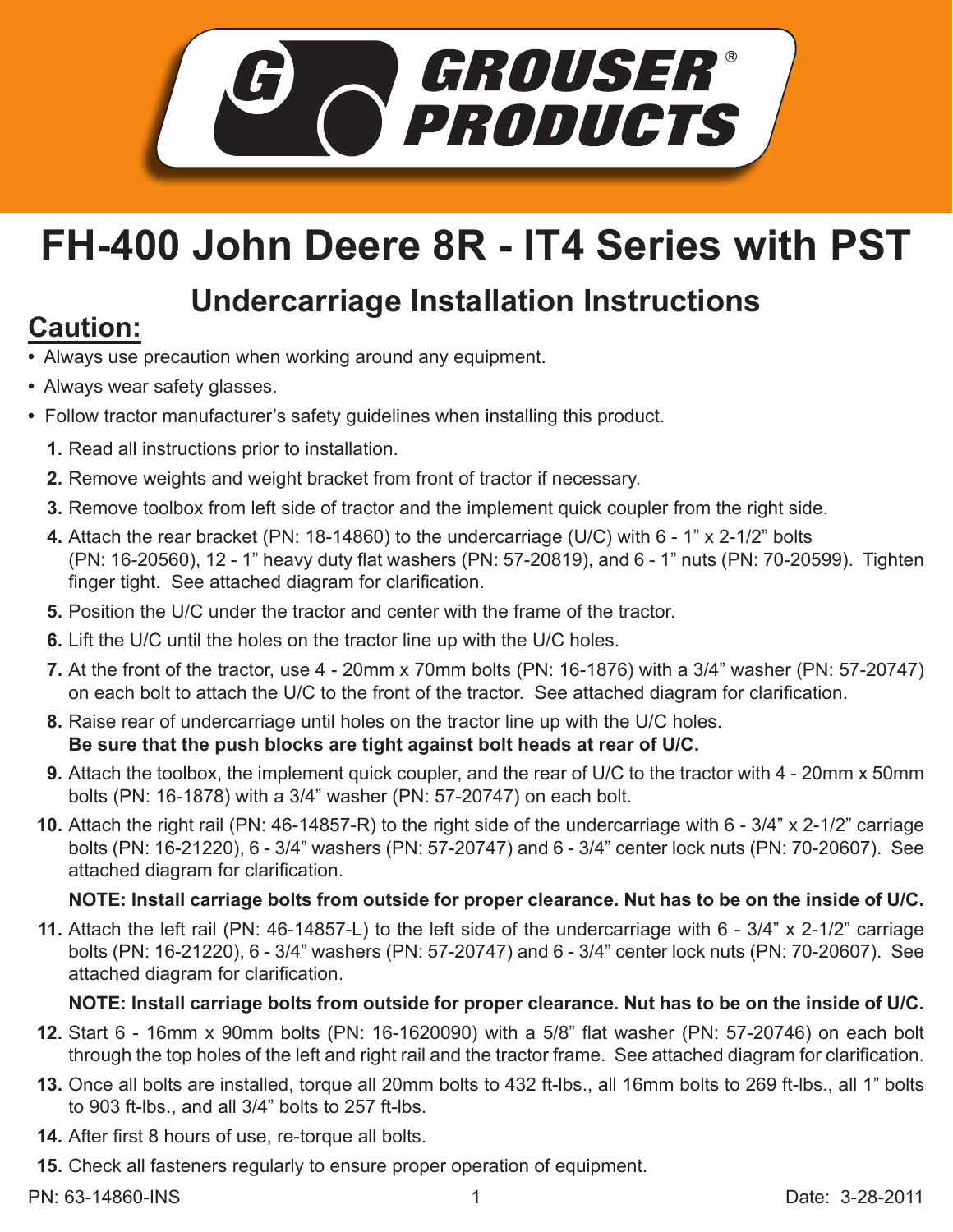# GROUSER® PRODUCTS

# FH-400 John Deere 8R - IT4 Series with PST

## Undercarriage Installation Instructions

## Caution:

- Always use precaution when working around any equipment.
- Always wear safety glasses.
- Follow tractor manufacturer's safety guidelines when installing this product.

1. Read all instructions prior to installation.
2. Remove weights and weight bracket from front of tractor if necessary.
3. Remove toolbox from left side of tractor and the implement quick coupler from the right side.
4. Attach the rear bracket (PN: 18-14860) to the undercarriage (U/C) with 6 - 1" x 2-1/2" bolts (PN: 16-20560), 12 - 1" heavy duty flat washers (PN: 57-20819), and 6 - 1" nuts (PN: 70-20599). Tighten finger tight. See attached diagram for clarification.
5. Position the U/C under the tractor and center with the frame of the tractor.
6. Lift the U/C until the holes on the tractor line up with the U/C holes.
7. At the front of the tractor, use 4 - 20mm x 70mm bolts (PN: 16-1876) with a 3/4" washer (PN: 57-20747) on each bolt to attach the U/C to the front of the tractor. See attached diagram for clarification.
8. Raise rear of undercarriage until holes on the tractor line up with the U/C holes.
   **Be sure that the push blocks are tight against bolt heads at rear of U/C.**
9. Attach the toolbox, the implement quick coupler, and the rear of U/C to the tractor with 4 - 20mm x 50mm bolts (PN: 16-1878) with a 3/4" washer (PN: 57-20747) on each bolt.
10. Attach the right rail (PN: 46-14857-R) to the right side of the undercarriage with 6 - 3/4" x 2-1/2" carriage bolts (PN: 16-21220), 6 - 3/4" washers (PN: 57-20747) and 6 - 3/4" center lock nuts (PN: 70-20607). See attached diagram for clarification.

    **NOTE: Install carriage bolts from outside for proper clearance. Nut has to be on the inside of U/C.**
11. Attach the left rail (PN: 46-14857-L) to the left side of the undercarriage with 6 - 3/4" x 2-1/2" carriage bolts (PN: 16-21220), 6 - 3/4" washers (PN: 57-20747) and 6 - 3/4" center lock nuts (PN: 70-20607). See attached diagram for clarification.

    **NOTE: Install carriage bolts from outside for proper clearance. Nut has to be on the inside of U/C.**
12. Start 6 - 16mm x 90mm bolts (PN: 16-1620090) with a 5/8" flat washer (PN: 57-20746) on each bolt through the top holes of the left and right rail and the tractor frame. See attached diagram for clarification.
13. Once all bolts are installed, torque all 20mm bolts to 432 ft-lbs., all 16mm bolts to 269 ft-lbs., all 1" bolts to 903 ft-lbs., and all 3/4" bolts to 257 ft-lbs.
14. After first 8 hours of use, re-torque all bolts.
15. Check all fasteners regularly to ensure proper operation of equipment.

PN: 63-14860-INS Date: 3-28-2011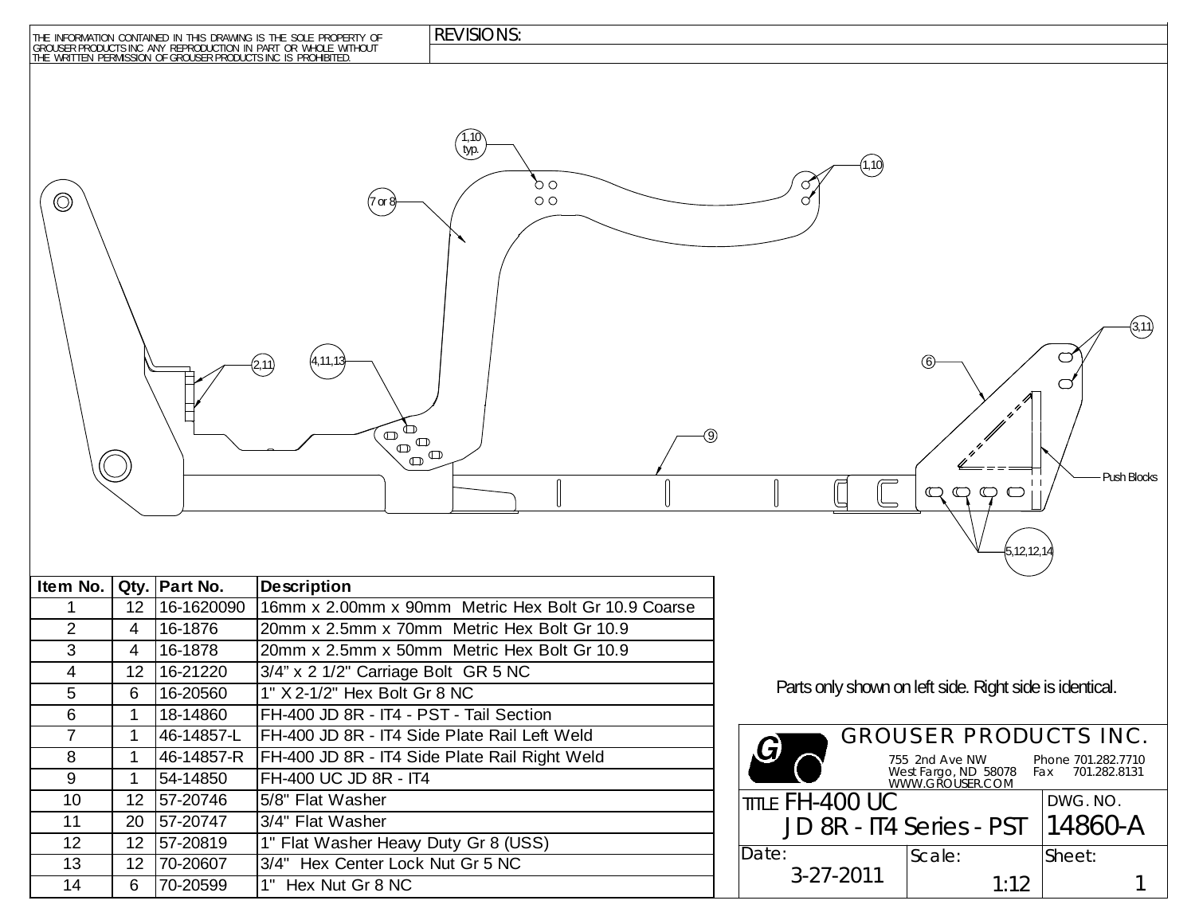THE INFORMATION CONTAINED IN THIS DRAWING IS THE SOLE PROPERTY OF GROUSER PRODUCTS INC ANY REPRODUCTION IN PART OR WHOLE WITHOUT THE WRITTEN PERMISSION OF GROUSER PRODUCTS INC IS PROHIBITED.

REVISIONS:

1,10 typ.

1,10

7 or 8

3,11

2,11

4,11,13

6

9

Push Blocks

5,12,12,14

| Item No. | Qty. | Part No. | Description |
|---|---|---|---|
| 1 | 12 | 16-1620090 | 16mm x 2.00mm x 90mm Metric Hex Bolt Gr 10.9 Coarse |
| 2 | 4 | 16-1876 | 20mm x 2.5mm x 70mm Metric Hex Bolt Gr 10.9 |
| 3 | 4 | 16-1878 | 20mm x 2.5mm x 50mm Metric Hex Bolt Gr 10.9 |
| 4 | 12 | 16-21220 | 3/4" x 2 1/2" Carriage Bolt GR 5 NC |
| 5 | 6 | 16-20560 | 1" X 2-1/2" Hex Bolt Gr 8 NC |
| 6 | 1 | 18-14860 | FH-400 JD 8R - IT4 - PST - Tail Section |
| 7 | 1 | 46-14857-L | FH-400 JD 8R - IT4 Side Plate Rail Left Weld |
| 8 | 1 | 46-14857-R | FH-400 JD 8R - IT4 Side Plate Rail Right Weld |
| 9 | 1 | 54-14850 | FH-400 UC JD 8R - IT4 |
| 10 | 12 | 57-20746 | 5/8" Flat Washer |
| 11 | 20 | 57-20747 | 3/4" Flat Washer |
| 12 | 12 | 57-20819 | 1" Flat Washer Heavy Duty Gr 8 (USS) |
| 13 | 12 | 70-20607 | 3/4" Hex Center Lock Nut Gr 5 NC |
| 14 | 6 | 70-20599 | 1" Hex Nut Gr 8 NC |

Parts only shown on left side. Right side is identical.

GROUSER PRODUCTS INC.
755 2nd Ave NW
West Fargo, ND 58078
WWW.GROUSER.COM
Phone 701.282.7710
Fax 701.282.8131

| | | |
|---|---|---|
| TITLE FH-400 UC JD 8R - IT4 Series - PST | | DWG. NO. 14860-A |
| Date: 3-27-2011 | Scale: 1:12 | Sheet: 1 |